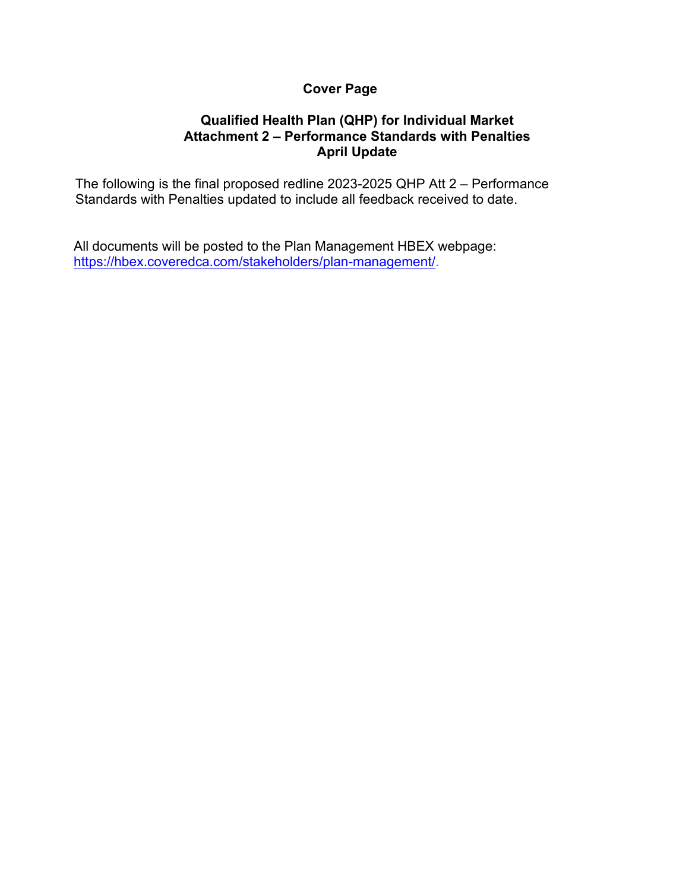# Cover Page

## Qualified Health Plan (QHP) for Individual Market
## Attachment 2 – Performance Standards with Penalties
## April Update

The following is the final proposed redline 2023-2025 QHP Att 2 – Performance Standards with Penalties updated to include all feedback received to date.

All documents will be posted to the Plan Management HBEX webpage: https://hbex.coveredca.com/stakeholders/plan-management/.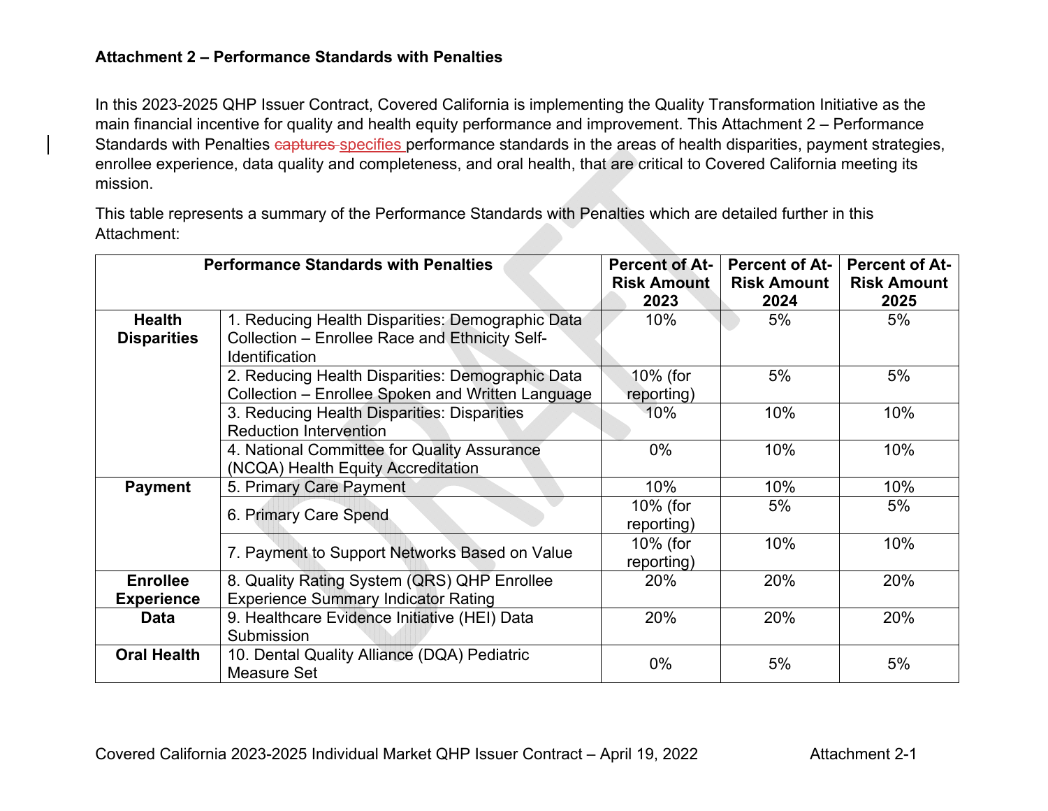**Attachment 2 – Performance Standards with Penalties**

In this 2023-2025 QHP Issuer Contract, Covered California is implementing the Quality Transformation Initiative as the main financial incentive for quality and health equity performance and improvement. This Attachment 2 – Performance Standards with Penalties ~~captures~~ specifies performance standards in the areas of health disparities, payment strategies, enrollee experience, data quality and completeness, and oral health, that are critical to Covered California meeting its mission.

This table represents a summary of the Performance Standards with Penalties which are detailed further in this Attachment:

| Performance Standards with Penalties | | Percent of At-Risk Amount 2023 | Percent of At-Risk Amount 2024 | Percent of At-Risk Amount 2025 |
|---|---|---|---|---|
| **Health Disparities** | 1. Reducing Health Disparities: Demographic Data Collection – Enrollee Race and Ethnicity Self-Identification | 10% | 5% | 5% |
| | 2. Reducing Health Disparities: Demographic Data Collection – Enrollee Spoken and Written Language | 10% (for reporting) | 5% | 5% |
| | 3. Reducing Health Disparities: Disparities Reduction Intervention | 10% | 10% | 10% |
| | 4. National Committee for Quality Assurance (NCQA) Health Equity Accreditation | 0% | 10% | 10% |
| **Payment** | 5. Primary Care Payment | 10% | 10% | 10% |
| | 6. Primary Care Spend | 10% (for reporting) | 5% | 5% |
| | 7. Payment to Support Networks Based on Value | 10% (for reporting) | 10% | 10% |
| **Enrollee Experience** | 8. Quality Rating System (QRS) QHP Enrollee Experience Summary Indicator Rating | 20% | 20% | 20% |
| **Data** | 9. Healthcare Evidence Initiative (HEI) Data Submission | 20% | 20% | 20% |
| **Oral Health** | 10. Dental Quality Alliance (DQA) Pediatric Measure Set | 0% | 5% | 5% |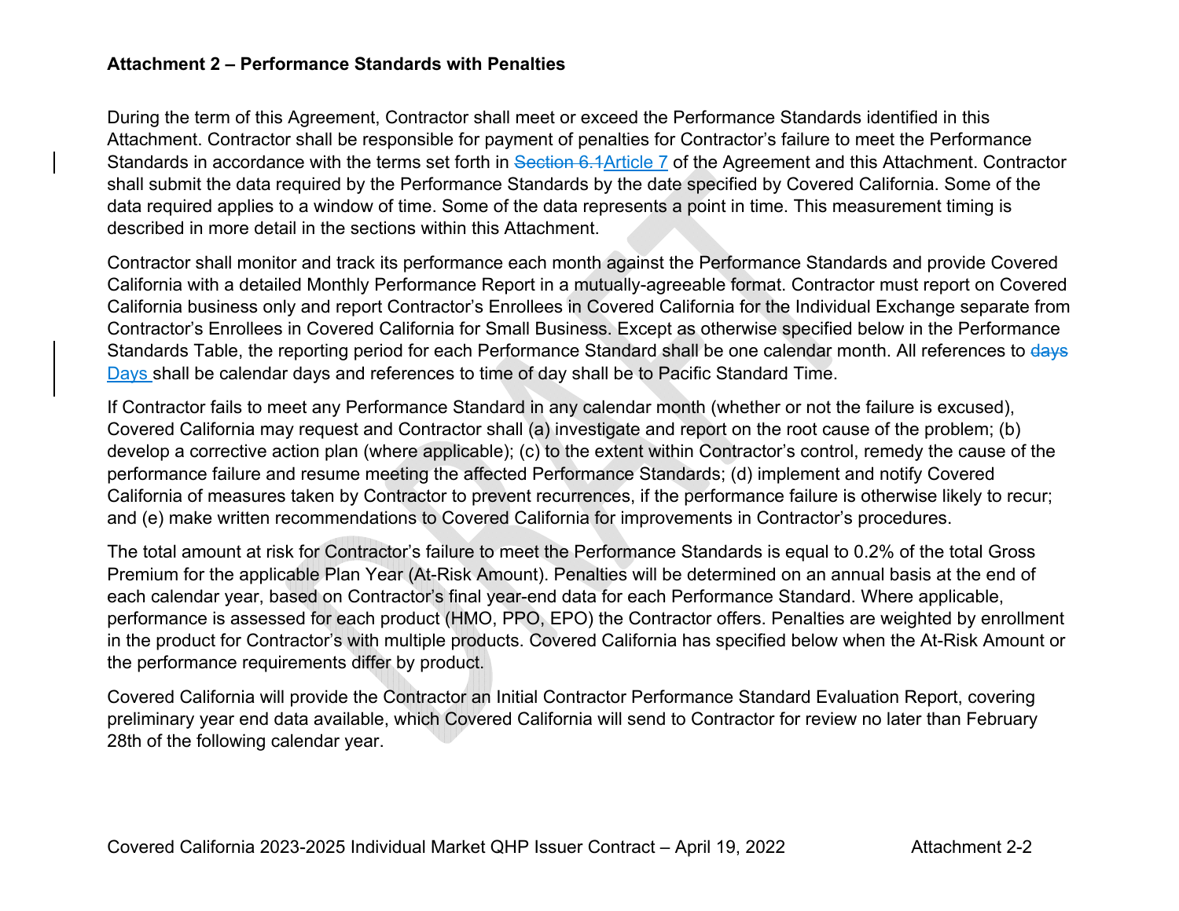**Attachment 2 – Performance Standards with Penalties**

During the term of this Agreement, Contractor shall meet or exceed the Performance Standards identified in this Attachment. Contractor shall be responsible for payment of penalties for Contractor's failure to meet the Performance Standards in accordance with the terms set forth in ~~Section 6.1~~Article 7 of the Agreement and this Attachment. Contractor shall submit the data required by the Performance Standards by the date specified by Covered California. Some of the data required applies to a window of time. Some of the data represents a point in time. This measurement timing is described in more detail in the sections within this Attachment.

Contractor shall monitor and track its performance each month against the Performance Standards and provide Covered California with a detailed Monthly Performance Report in a mutually-agreeable format. Contractor must report on Covered California business only and report Contractor's Enrollees in Covered California for the Individual Exchange separate from Contractor's Enrollees in Covered California for Small Business. Except as otherwise specified below in the Performance Standards Table, the reporting period for each Performance Standard shall be one calendar month. All references to ~~days~~ Days shall be calendar days and references to time of day shall be to Pacific Standard Time.

If Contractor fails to meet any Performance Standard in any calendar month (whether or not the failure is excused), Covered California may request and Contractor shall (a) investigate and report on the root cause of the problem; (b) develop a corrective action plan (where applicable); (c) to the extent within Contractor's control, remedy the cause of the performance failure and resume meeting the affected Performance Standards; (d) implement and notify Covered California of measures taken by Contractor to prevent recurrences, if the performance failure is otherwise likely to recur; and (e) make written recommendations to Covered California for improvements in Contractor's procedures.

The total amount at risk for Contractor's failure to meet the Performance Standards is equal to 0.2% of the total Gross Premium for the applicable Plan Year (At-Risk Amount). Penalties will be determined on an annual basis at the end of each calendar year, based on Contractor's final year-end data for each Performance Standard. Where applicable, performance is assessed for each product (HMO, PPO, EPO) the Contractor offers. Penalties are weighted by enrollment in the product for Contractor's with multiple products. Covered California has specified below when the At-Risk Amount or the performance requirements differ by product.

Covered California will provide the Contractor an Initial Contractor Performance Standard Evaluation Report, covering preliminary year end data available, which Covered California will send to Contractor for review no later than February 28th of the following calendar year.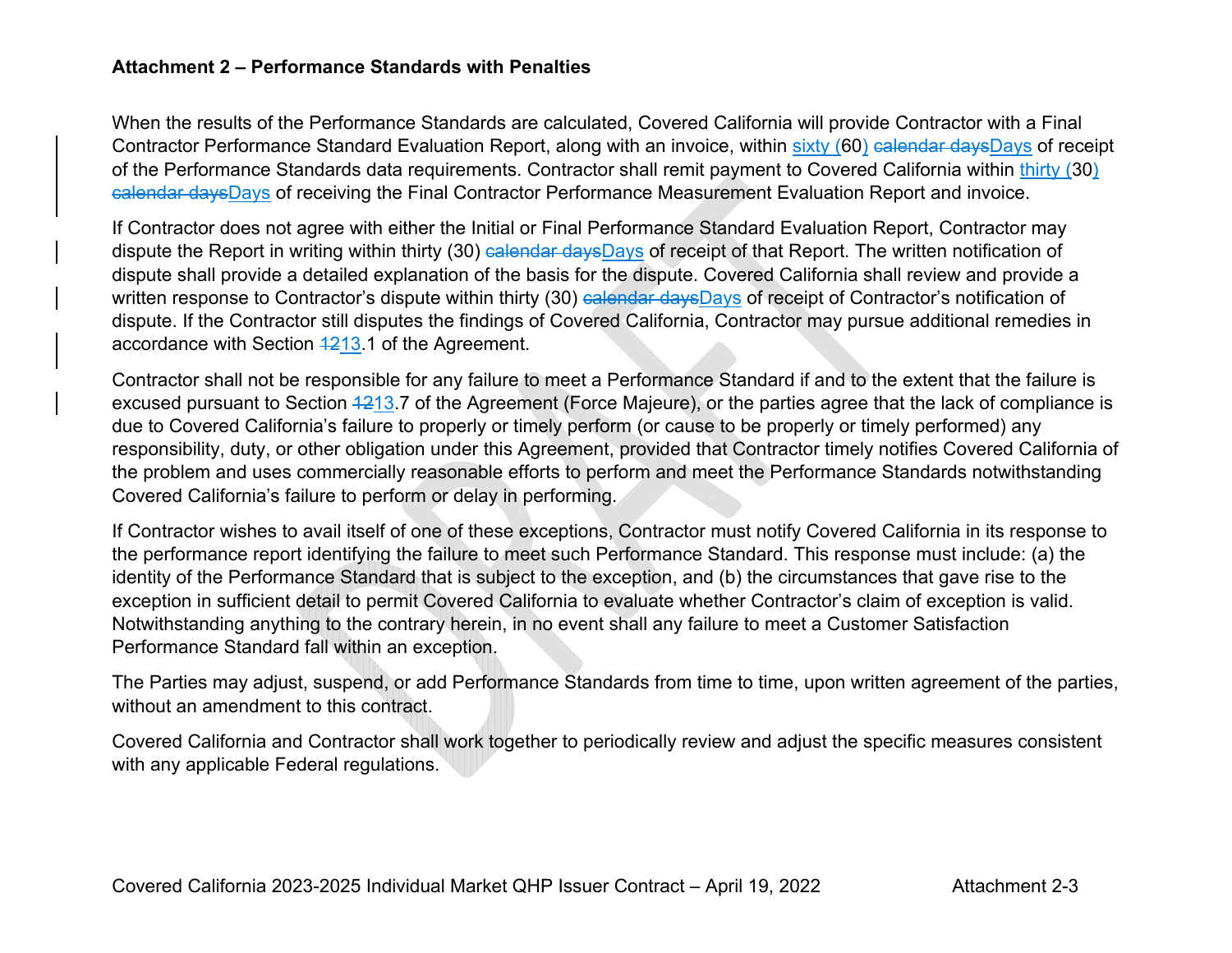**Attachment 2 – Performance Standards with Penalties**

When the results of the Performance Standards are calculated, Covered California will provide Contractor with a Final Contractor Performance Standard Evaluation Report, along with an invoice, within sixty (60) ~~calendar days~~Days of receipt of the Performance Standards data requirements. Contractor shall remit payment to Covered California within thirty (30) ~~calendar days~~Days of receiving the Final Contractor Performance Measurement Evaluation Report and invoice.

If Contractor does not agree with either the Initial or Final Performance Standard Evaluation Report, Contractor may dispute the Report in writing within thirty (30) ~~calendar days~~Days of receipt of that Report. The written notification of dispute shall provide a detailed explanation of the basis for the dispute. Covered California shall review and provide a written response to Contractor's dispute within thirty (30) ~~calendar days~~Days of receipt of Contractor's notification of dispute. If the Contractor still disputes the findings of Covered California, Contractor may pursue additional remedies in accordance with Section ~~12~~13.1 of the Agreement.

Contractor shall not be responsible for any failure to meet a Performance Standard if and to the extent that the failure is excused pursuant to Section ~~12~~13.7 of the Agreement (Force Majeure), or the parties agree that the lack of compliance is due to Covered California's failure to properly or timely perform (or cause to be properly or timely performed) any responsibility, duty, or other obligation under this Agreement, provided that Contractor timely notifies Covered California of the problem and uses commercially reasonable efforts to perform and meet the Performance Standards notwithstanding Covered California's failure to perform or delay in performing.

If Contractor wishes to avail itself of one of these exceptions, Contractor must notify Covered California in its response to the performance report identifying the failure to meet such Performance Standard. This response must include: (a) the identity of the Performance Standard that is subject to the exception, and (b) the circumstances that gave rise to the exception in sufficient detail to permit Covered California to evaluate whether Contractor's claim of exception is valid. Notwithstanding anything to the contrary herein, in no event shall any failure to meet a Customer Satisfaction Performance Standard fall within an exception.

The Parties may adjust, suspend, or add Performance Standards from time to time, upon written agreement of the parties, without an amendment to this contract.

Covered California and Contractor shall work together to periodically review and adjust the specific measures consistent with any applicable Federal regulations.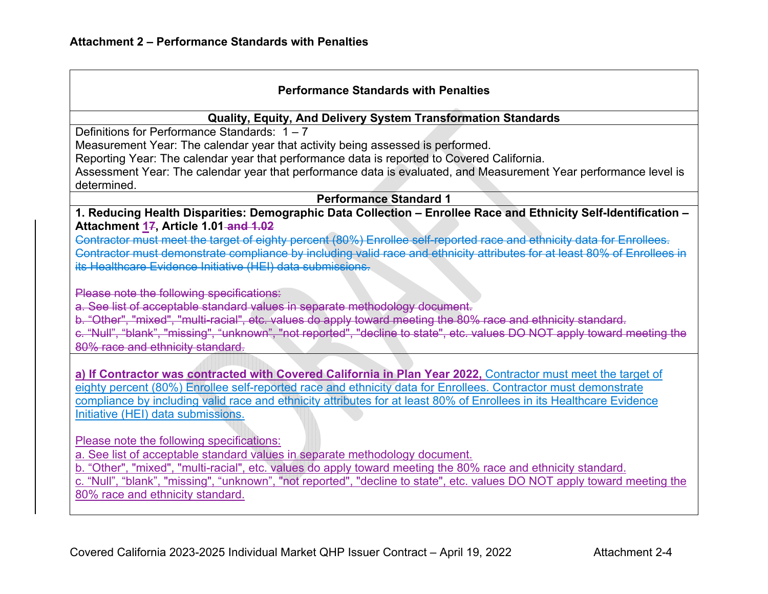## Attachment 2 – Performance Standards with Penalties

| Performance Standards with Penalties |
|---|
| **Quality, Equity, And Delivery System Transformation Standards** |
| Definitions for Performance Standards: 1 – 7<br>Measurement Year: The calendar year that activity being assessed is performed.<br>Reporting Year: The calendar year that performance data is reported to Covered California.<br>Assessment Year: The calendar year that performance data is evaluated, and Measurement Year performance level is determined. |
| **Performance Standard 1** |
| **1. Reducing Health Disparities: Demographic Data Collection – Enrollee Race and Ethnicity Self-Identification – Attachment <u>1</u>~~7~~, Article 1.01 ~~and 1.02~~**<br>~~Contractor must meet the target of eighty percent (80%) Enrollee self-reported race and ethnicity data for Enrollees. Contractor must demonstrate compliance by including valid race and ethnicity attributes for at least 80% of Enrollees in its Healthcare Evidence Initiative (HEI) data submissions.~~<br><br>~~Please note the following specifications:~~<br>~~a. See list of acceptable standard values in separate methodology document.~~<br>~~b. "Other", "mixed", "multi-racial", etc. values do apply toward meeting the 80% race and ethnicity standard.~~<br>~~c. "Null", "blank", "missing", "unknown", "not reported", "decline to state", etc. values DO NOT apply toward meeting the 80% race and ethnicity standard.~~ |
| <u>**a) If Contractor was contracted with Covered California in Plan Year 2022,** Contractor must meet the target of eighty percent (80%) Enrollee self-reported race and ethnicity data for Enrollees. Contractor must demonstrate compliance by including valid race and ethnicity attributes for at least 80% of Enrollees in its Healthcare Evidence Initiative (HEI) data submissions.</u><br><br><u>Please note the following specifications:</u><br><u>a. See list of acceptable standard values in separate methodology document.</u><br><u>b. "Other", "mixed", "multi-racial", etc. values do apply toward meeting the 80% race and ethnicity standard.</u><br><u>c. "Null", "blank", "missing", "unknown", "not reported", "decline to state", etc. values DO NOT apply toward meeting the 80% race and ethnicity standard.</u> |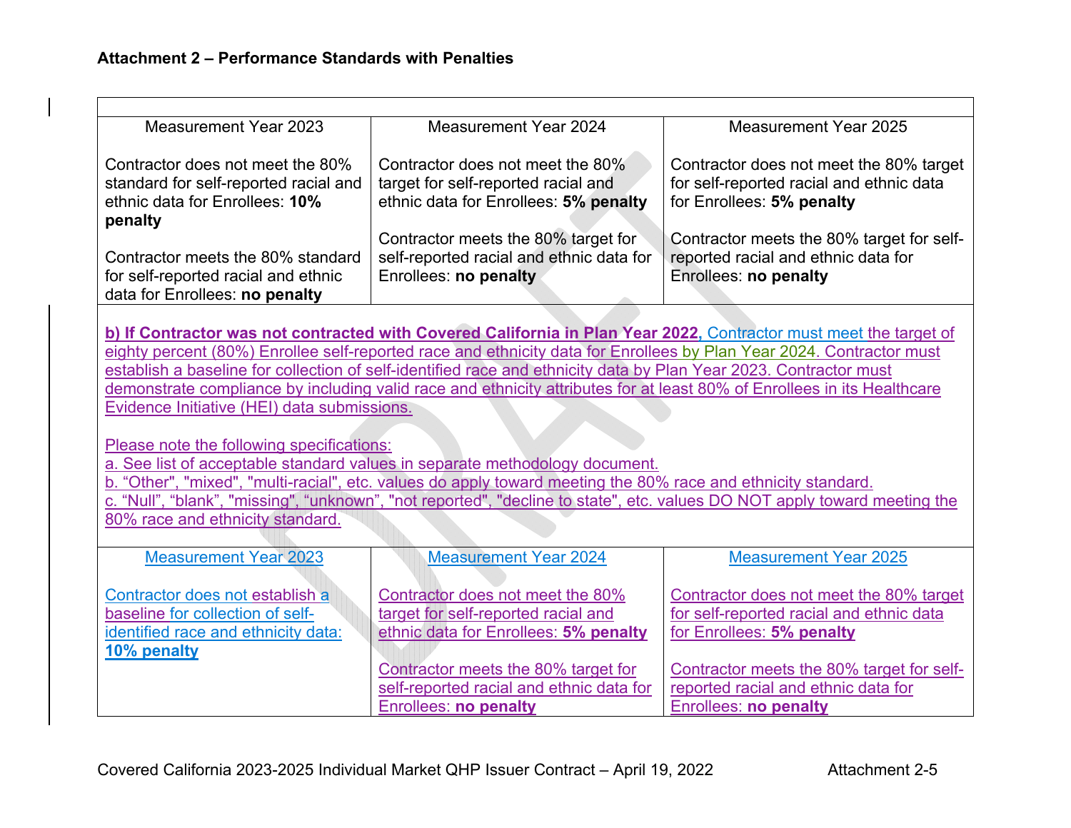### Attachment 2 – Performance Standards with Penalties

| Measurement Year 2023 | Measurement Year 2024 | Measurement Year 2025 |
|---|---|---|
| Contractor does not meet the 80% standard for self-reported racial and ethnic data for Enrollees: **10% penalty**<br><br>Contractor meets the 80% standard for self-reported racial and ethnic data for Enrollees: **no penalty** | Contractor does not meet the 80% target for self-reported racial and ethnic data for Enrollees: **5% penalty**<br><br>Contractor meets the 80% target for self-reported racial and ethnic data for Enrollees: **no penalty** | Contractor does not meet the 80% target for self-reported racial and ethnic data for Enrollees: **5% penalty**<br><br>Contractor meets the 80% target for self-reported racial and ethnic data for Enrollees: **no penalty** |

**b) If Contractor was not contracted with Covered California in Plan Year 2022,** Contractor must meet the target of eighty percent (80%) Enrollee self-reported race and ethnicity data for Enrollees by Plan Year 2024. Contractor must establish a baseline for collection of self-identified race and ethnicity data by Plan Year 2023. Contractor must demonstrate compliance by including valid race and ethnicity attributes for at least 80% of Enrollees in its Healthcare Evidence Initiative (HEI) data submissions.

Please note the following specifications:
a. See list of acceptable standard values in separate methodology document.
b. "Other", "mixed", "multi-racial", etc. values do apply toward meeting the 80% race and ethnicity standard.
c. "Null", "blank", "missing", "unknown", "not reported", "decline to state", etc. values DO NOT apply toward meeting the 80% race and ethnicity standard.

| Measurement Year 2023 | Measurement Year 2024 | Measurement Year 2025 |
|---|---|---|
| Contractor does not establish a baseline for collection of self-identified race and ethnicity data: **10% penalty** | Contractor does not meet the 80% target for self-reported racial and ethnic data for Enrollees: **5% penalty**<br><br>Contractor meets the 80% target for self-reported racial and ethnic data for Enrollees: **no penalty** | Contractor does not meet the 80% target for self-reported racial and ethnic data for Enrollees: **5% penalty**<br><br>Contractor meets the 80% target for self-reported racial and ethnic data for Enrollees: **no penalty** |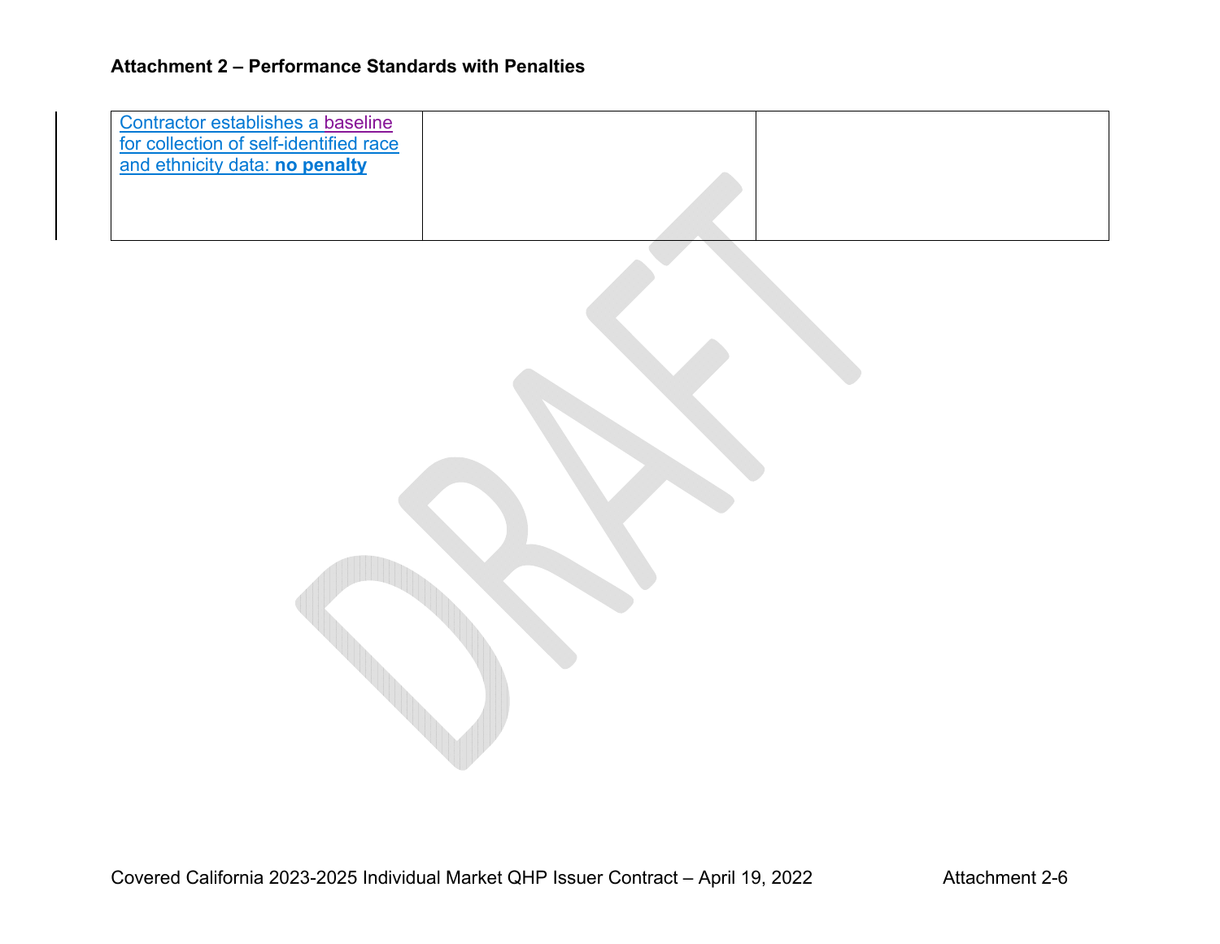**Attachment 2 – Performance Standards with Penalties**

| | | |
|---|---|---|
| Contractor establishes a baseline for collection of self-identified race and ethnicity data: **no penalty** | | |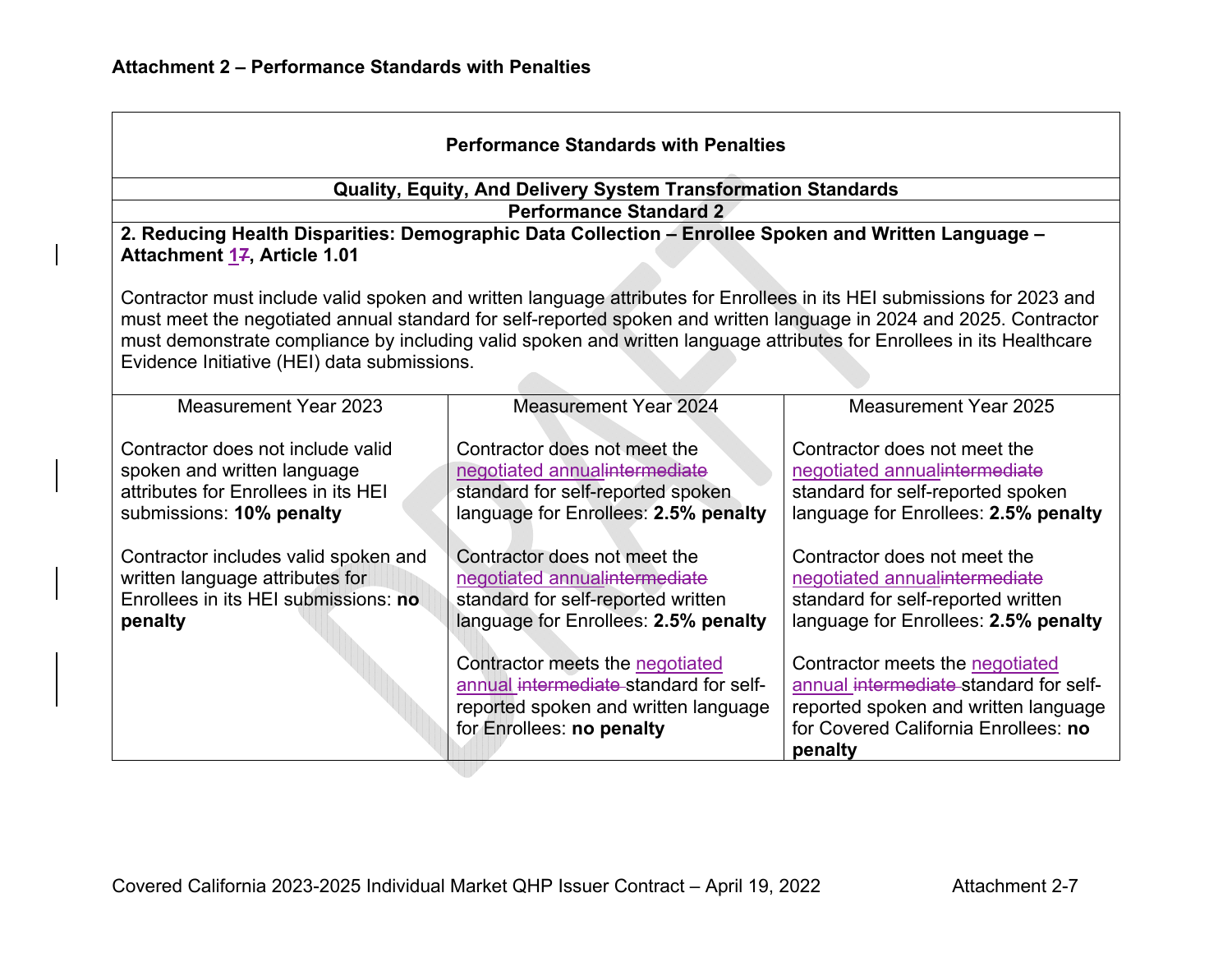## Attachment 2 – Performance Standards with Penalties

| Performance Standards with Penalties | | |
|---|---|---|
| **Quality, Equity, And Delivery System Transformation Standards** | | |
| **Performance Standard 2** | | |
| **2. Reducing Health Disparities: Demographic Data Collection – Enrollee Spoken and Written Language – Attachment 17, Article 1.01**<br><br>Contractor must include valid spoken and written language attributes for Enrollees in its HEI submissions for 2023 and must meet the negotiated annual standard for self-reported spoken and written language in 2024 and 2025. Contractor must demonstrate compliance by including valid spoken and written language attributes for Enrollees in its Healthcare Evidence Initiative (HEI) data submissions. | | |
| Measurement Year 2023 | Measurement Year 2024 | Measurement Year 2025 |
| Contractor does not include valid spoken and written language attributes for Enrollees in its HEI submissions: **10% penalty**<br><br>Contractor includes valid spoken and written language attributes for Enrollees in its HEI submissions: **no penalty** | Contractor does not meet the negotiated annualintermediate standard for self-reported spoken language for Enrollees: **2.5% penalty**<br><br>Contractor does not meet the negotiated annualintermediate standard for self-reported written language for Enrollees: **2.5% penalty**<br><br>Contractor meets the negotiated annual intermediate standard for self-reported spoken and written language for Enrollees: **no penalty** | Contractor does not meet the negotiated annualintermediate standard for self-reported spoken language for Enrollees: **2.5% penalty**<br><br>Contractor does not meet the negotiated annualintermediate standard for self-reported written language for Enrollees: **2.5% penalty**<br><br>Contractor meets the negotiated annual intermediate standard for self-reported spoken and written language for Covered California Enrollees: **no penalty** |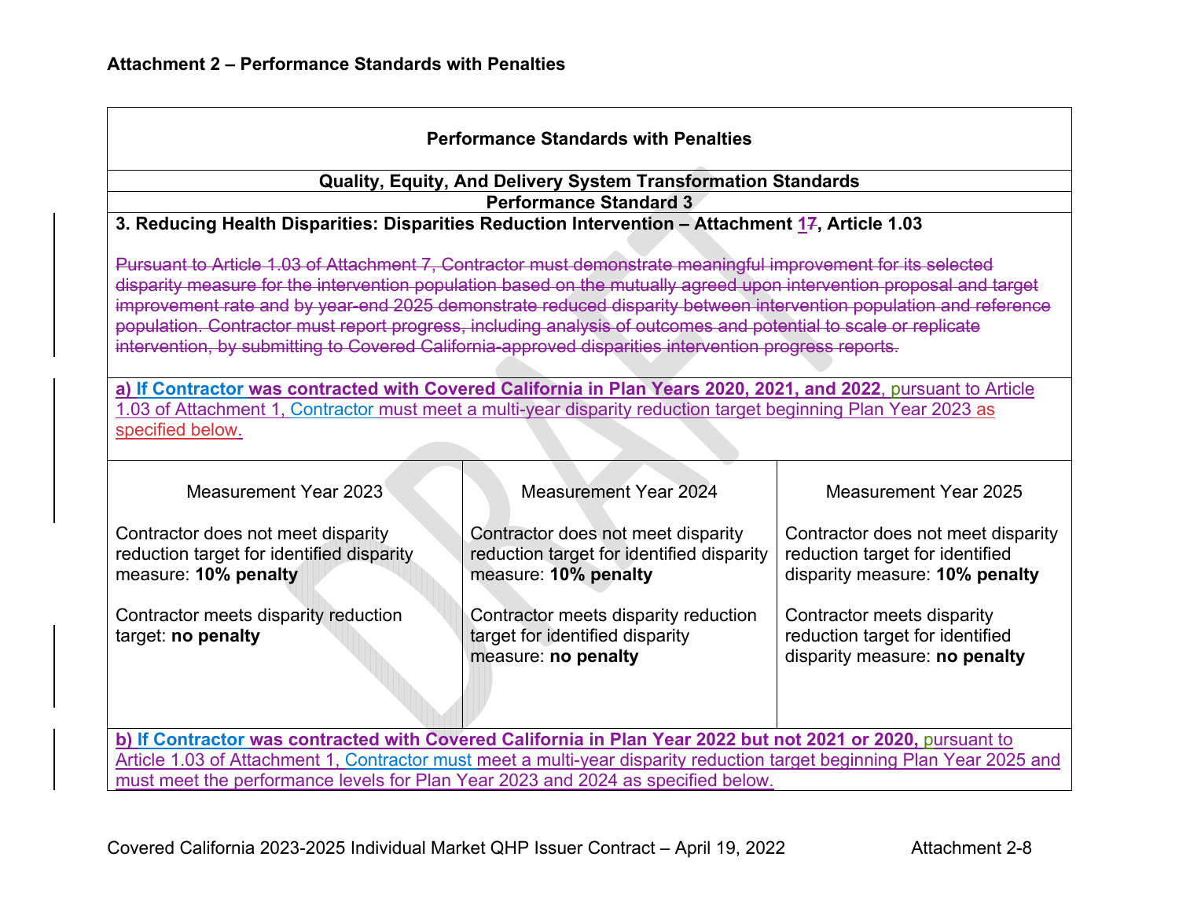# Attachment 2 – Performance Standards with Penalties

| Performance Standards with Penalties | | |
|---|---|---|
| **Quality, Equity, And Delivery System Transformation Standards** | | |
| **Performance Standard 3** | | |
| **3. Reducing Health Disparities: Disparities Reduction Intervention – Attachment 17, Article 1.03**<br><br>~~Pursuant to Article 1.03 of Attachment 7, Contractor must demonstrate meaningful improvement for its selected disparity measure for the intervention population based on the mutually agreed upon intervention proposal and target improvement rate and by year-end 2025 demonstrate reduced disparity between intervention population and reference population. Contractor must report progress, including analysis of outcomes and potential to scale or replicate intervention, by submitting to Covered California-approved disparities intervention progress reports.~~ | | |
| **a) If Contractor was contracted with Covered California in Plan Years 2020, 2021, and 2022**, pursuant to Article 1.03 of Attachment 1, Contractor must meet a multi-year disparity reduction target beginning Plan Year 2023 as specified below. | | |
| Measurement Year 2023<br><br>Contractor does not meet disparity reduction target for identified disparity measure: **10% penalty**<br><br>Contractor meets disparity reduction target: **no penalty** | Measurement Year 2024<br><br>Contractor does not meet disparity reduction target for identified disparity measure: **10% penalty**<br><br>Contractor meets disparity reduction target for identified disparity measure: **no penalty** | Measurement Year 2025<br><br>Contractor does not meet disparity reduction target for identified disparity measure: **10% penalty**<br><br>Contractor meets disparity reduction target for identified disparity measure: **no penalty** |
| **b) If Contractor was contracted with Covered California in Plan Year 2022 but not 2021 or 2020,** pursuant to Article 1.03 of Attachment 1, Contractor must meet a multi-year disparity reduction target beginning Plan Year 2025 and must meet the performance levels for Plan Year 2023 and 2024 as specified below. | | |

Covered California 2023-2025 Individual Market QHP Issuer Contract – April 19, 2022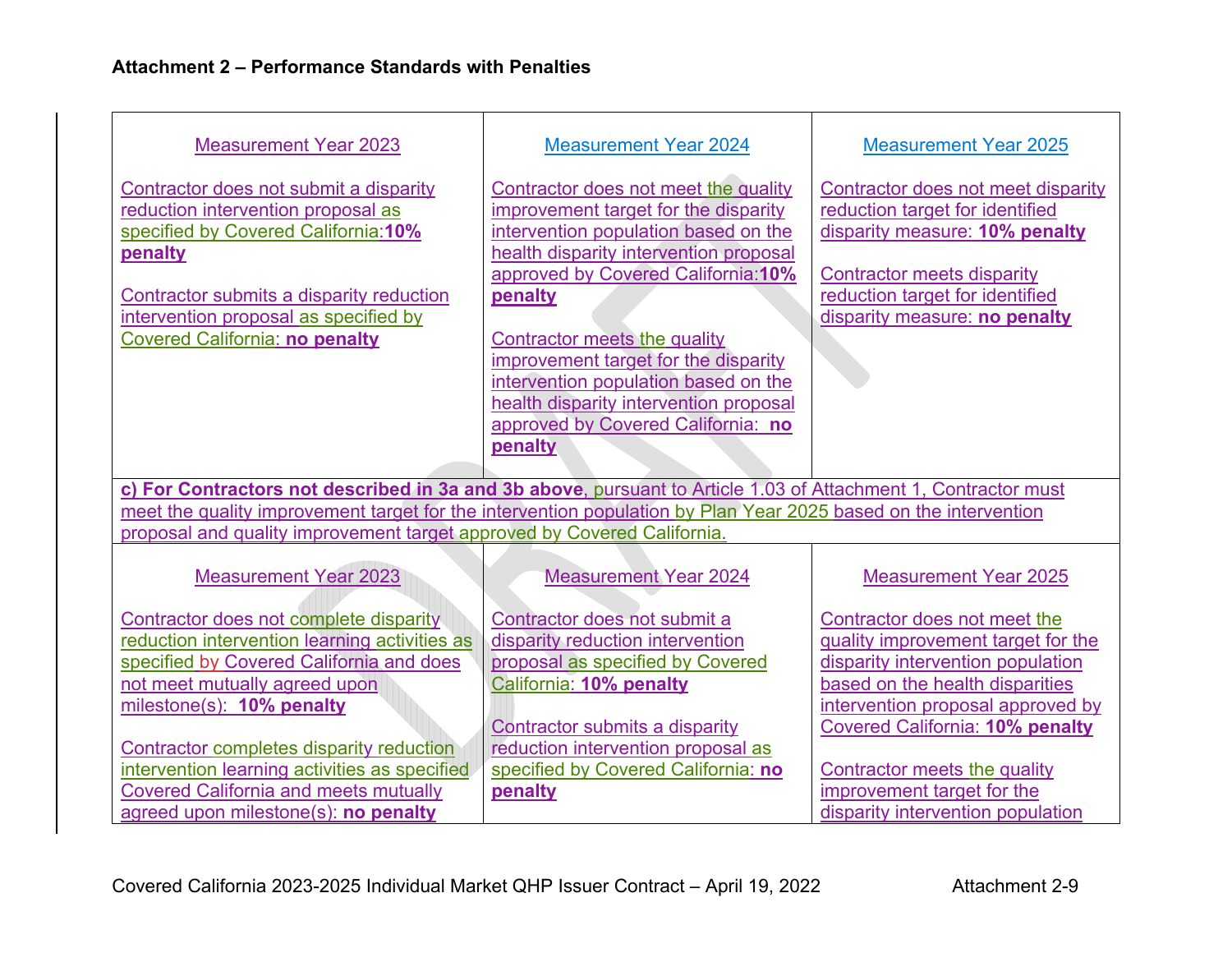**Attachment 2 – Performance Standards with Penalties**

| Measurement Year 2023 | Measurement Year 2024 | Measurement Year 2025 |
|---|---|---|
| Contractor does not submit a disparity reduction intervention proposal as specified by Covered California:**10% penalty**<br><br>Contractor submits a disparity reduction intervention proposal as specified by Covered California: **no penalty** | Contractor does not meet the quality improvement target for the disparity intervention population based on the health disparity intervention proposal approved by Covered California:**10% penalty**<br><br>Contractor meets the quality improvement target for the disparity intervention population based on the health disparity intervention proposal approved by Covered California: **no penalty** | Contractor does not meet disparity reduction target for identified disparity measure: **10% penalty**<br><br>Contractor meets disparity reduction target for identified disparity measure: **no penalty** |
| **c) For Contractors not described in 3a and 3b above**, pursuant to Article 1.03 of Attachment 1, Contractor must meet the quality improvement target for the intervention population by Plan Year 2025 based on the intervention proposal and quality improvement target approved by Covered California. | | |
| Measurement Year 2023 | Measurement Year 2024 | Measurement Year 2025 |
| Contractor does not complete disparity reduction intervention learning activities as specified by Covered California and does not meet mutually agreed upon milestone(s): **10% penalty**<br><br>Contractor completes disparity reduction intervention learning activities as specified Covered California and meets mutually agreed upon milestone(s): **no penalty** | Contractor does not submit a disparity reduction intervention proposal as specified by Covered California: **10% penalty**<br><br>Contractor submits a disparity reduction intervention proposal as specified by Covered California: **no penalty** | Contractor does not meet the quality improvement target for the disparity intervention population based on the health disparities intervention proposal approved by Covered California: **10% penalty**<br><br>Contractor meets the quality improvement target for the disparity intervention population |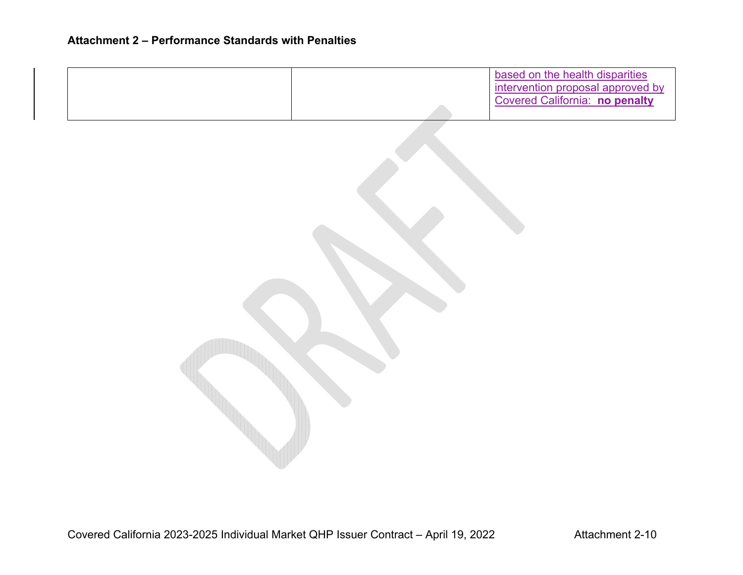## Attachment 2 – Performance Standards with Penalties

| | | |
|---|---|---|
| | | based on the health disparities intervention proposal approved by Covered California: **no penalty** |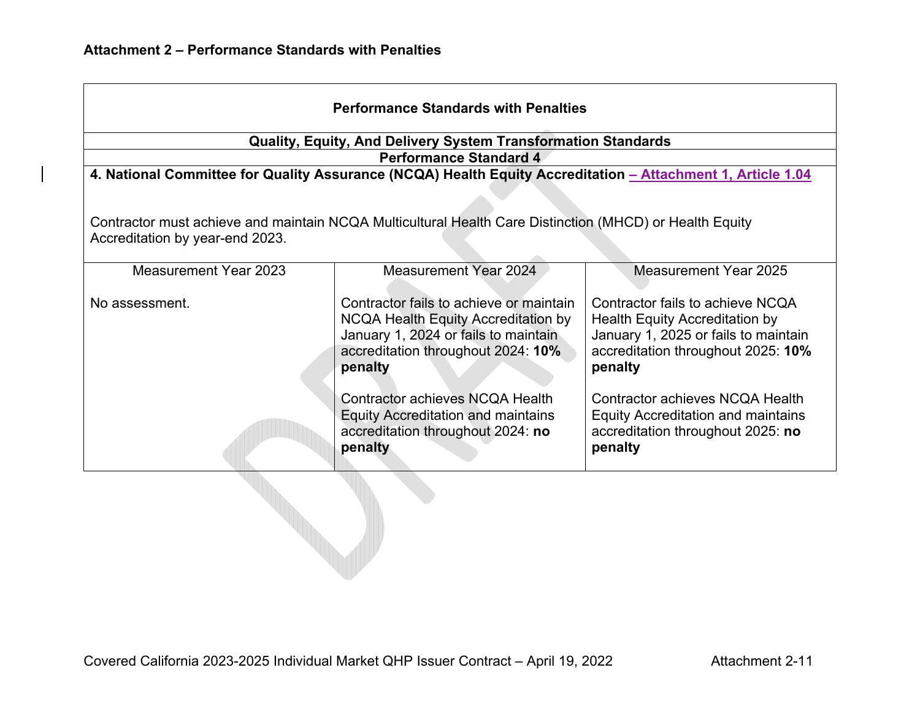**Attachment 2 – Performance Standards with Penalties**

| **Performance Standards with Penalties** | | |
|---|---|---|
| **Quality, Equity, And Delivery System Transformation Standards** | | |
| **Performance Standard 4** | | |
| **4. National Committee for Quality Assurance (NCQA) Health Equity Accreditation – Attachment 1, Article 1.04**<br><br>Contractor must achieve and maintain NCQA Multicultural Health Care Distinction (MHCD) or Health Equity Accreditation by year-end 2023. | | |
| Measurement Year 2023 | Measurement Year 2024 | Measurement Year 2025 |
| No assessment. | Contractor fails to achieve or maintain NCQA Health Equity Accreditation by January 1, 2024 or fails to maintain accreditation throughout 2024: **10% penalty**<br><br>Contractor achieves NCQA Health Equity Accreditation and maintains accreditation throughout 2024: **no penalty** | Contractor fails to achieve NCQA Health Equity Accreditation by January 1, 2025 or fails to maintain accreditation throughout 2025: **10% penalty**<br><br>Contractor achieves NCQA Health Equity Accreditation and maintains accreditation throughout 2025: **no penalty** |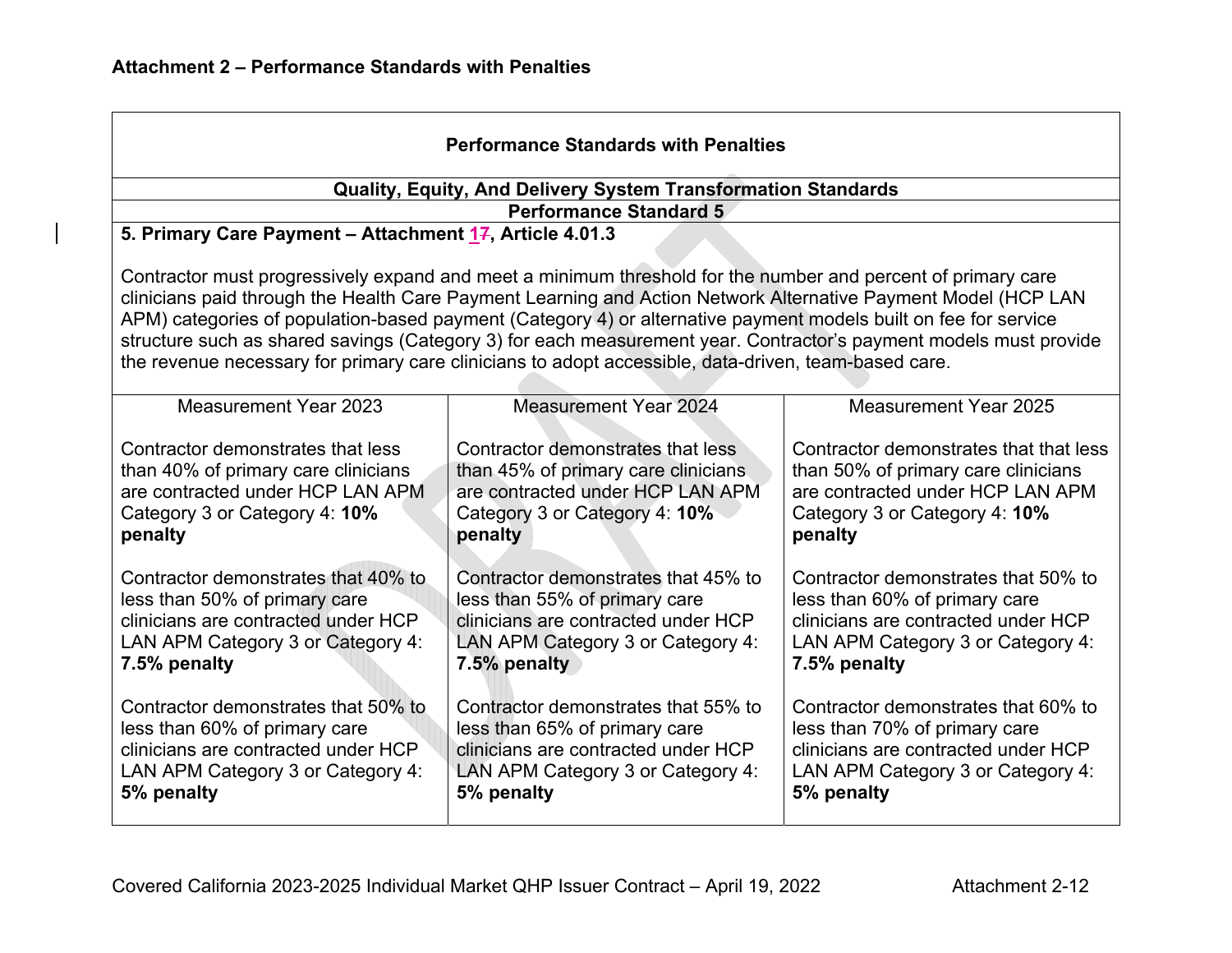**Attachment 2 – Performance Standards with Penalties**

| Performance Standards with Penalties | | |
|---|---|---|
| **Quality, Equity, And Delivery System Transformation Standards** | | |
| **Performance Standard 5** | | |
| **5. Primary Care Payment – Attachment 17, Article 4.01.3**<br><br>Contractor must progressively expand and meet a minimum threshold for the number and percent of primary care clinicians paid through the Health Care Payment Learning and Action Network Alternative Payment Model (HCP LAN APM) categories of population-based payment (Category 4) or alternative payment models built on fee for service structure such as shared savings (Category 3) for each measurement year. Contractor's payment models must provide the revenue necessary for primary care clinicians to adopt accessible, data-driven, team-based care. | | |
| Measurement Year 2023 | Measurement Year 2024 | Measurement Year 2025 |
| Contractor demonstrates that less than 40% of primary care clinicians are contracted under HCP LAN APM Category 3 or Category 4: **10% penalty** | Contractor demonstrates that less than 45% of primary care clinicians are contracted under HCP LAN APM Category 3 or Category 4: **10% penalty** | Contractor demonstrates that that less than 50% of primary care clinicians are contracted under HCP LAN APM Category 3 or Category 4: **10% penalty** |
| Contractor demonstrates that 40% to less than 50% of primary care clinicians are contracted under HCP LAN APM Category 3 or Category 4: **7.5% penalty** | Contractor demonstrates that 45% to less than 55% of primary care clinicians are contracted under HCP LAN APM Category 3 or Category 4: **7.5% penalty** | Contractor demonstrates that 50% to less than 60% of primary care clinicians are contracted under HCP LAN APM Category 3 or Category 4: **7.5% penalty** |
| Contractor demonstrates that 50% to less than 60% of primary care clinicians are contracted under HCP LAN APM Category 3 or Category 4: **5% penalty** | Contractor demonstrates that 55% to less than 65% of primary care clinicians are contracted under HCP LAN APM Category 3 or Category 4: **5% penalty** | Contractor demonstrates that 60% to less than 70% of primary care clinicians are contracted under HCP LAN APM Category 3 or Category 4: **5% penalty** |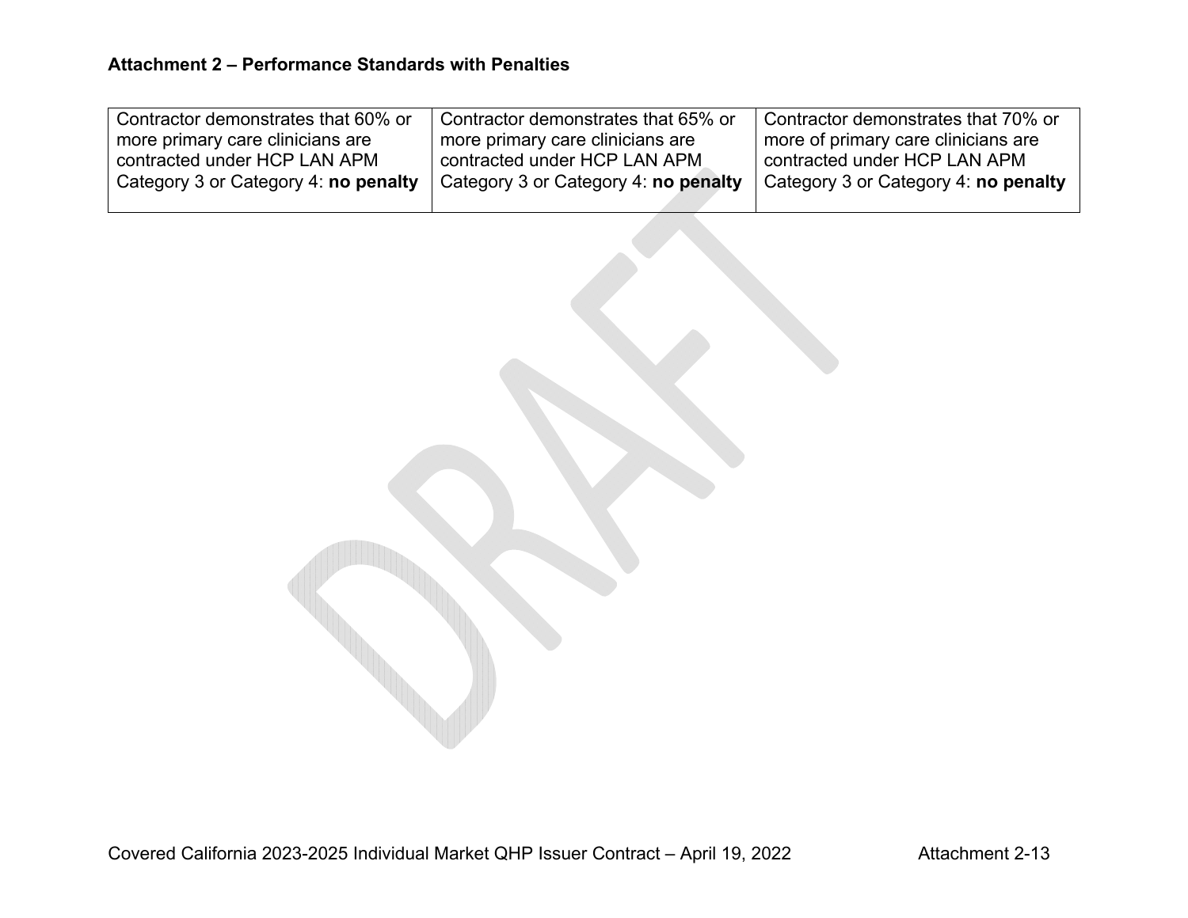**Attachment 2 – Performance Standards with Penalties**

| | | |
|---|---|---|
| Contractor demonstrates that 60% or more primary care clinicians are contracted under HCP LAN APM Category 3 or Category 4: **no penalty** | Contractor demonstrates that 65% or more primary care clinicians are contracted under HCP LAN APM Category 3 or Category 4: **no penalty** | Contractor demonstrates that 70% or more of primary care clinicians are contracted under HCP LAN APM Category 3 or Category 4: **no penalty** |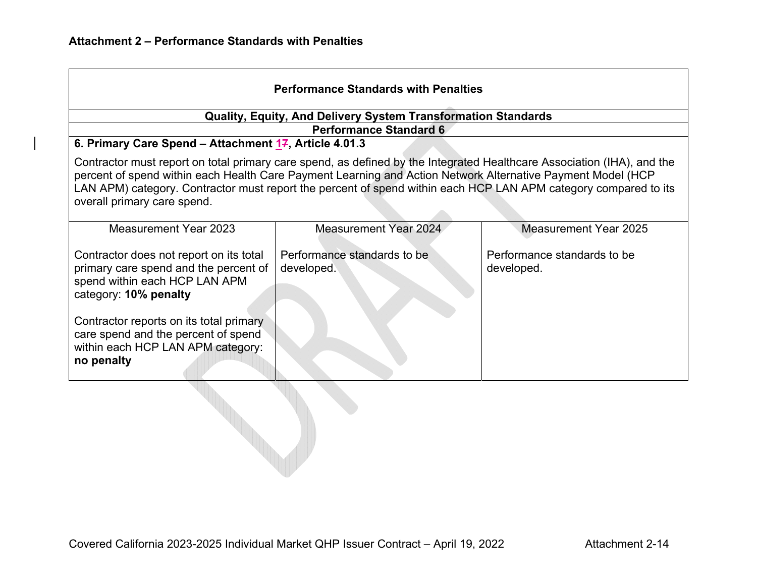**Attachment 2 – Performance Standards with Penalties**

| Performance Standards with Penalties | | |
|---|---|---|
| **Quality, Equity, And Delivery System Transformation Standards** | | |
| **Performance Standard 6** | | |
| **6. Primary Care Spend – Attachment 17, Article 4.01.3**<br><br>Contractor must report on total primary care spend, as defined by the Integrated Healthcare Association (IHA), and the percent of spend within each Health Care Payment Learning and Action Network Alternative Payment Model (HCP LAN APM) category. Contractor must report the percent of spend within each HCP LAN APM category compared to its overall primary care spend. | | |
| Measurement Year 2023 | Measurement Year 2024 | Measurement Year 2025 |
| Contractor does not report on its total primary care spend and the percent of spend within each HCP LAN APM category: **10% penalty**<br><br>Contractor reports on its total primary care spend and the percent of spend within each HCP LAN APM category: **no penalty** | Performance standards to be developed. | Performance standards to be developed. |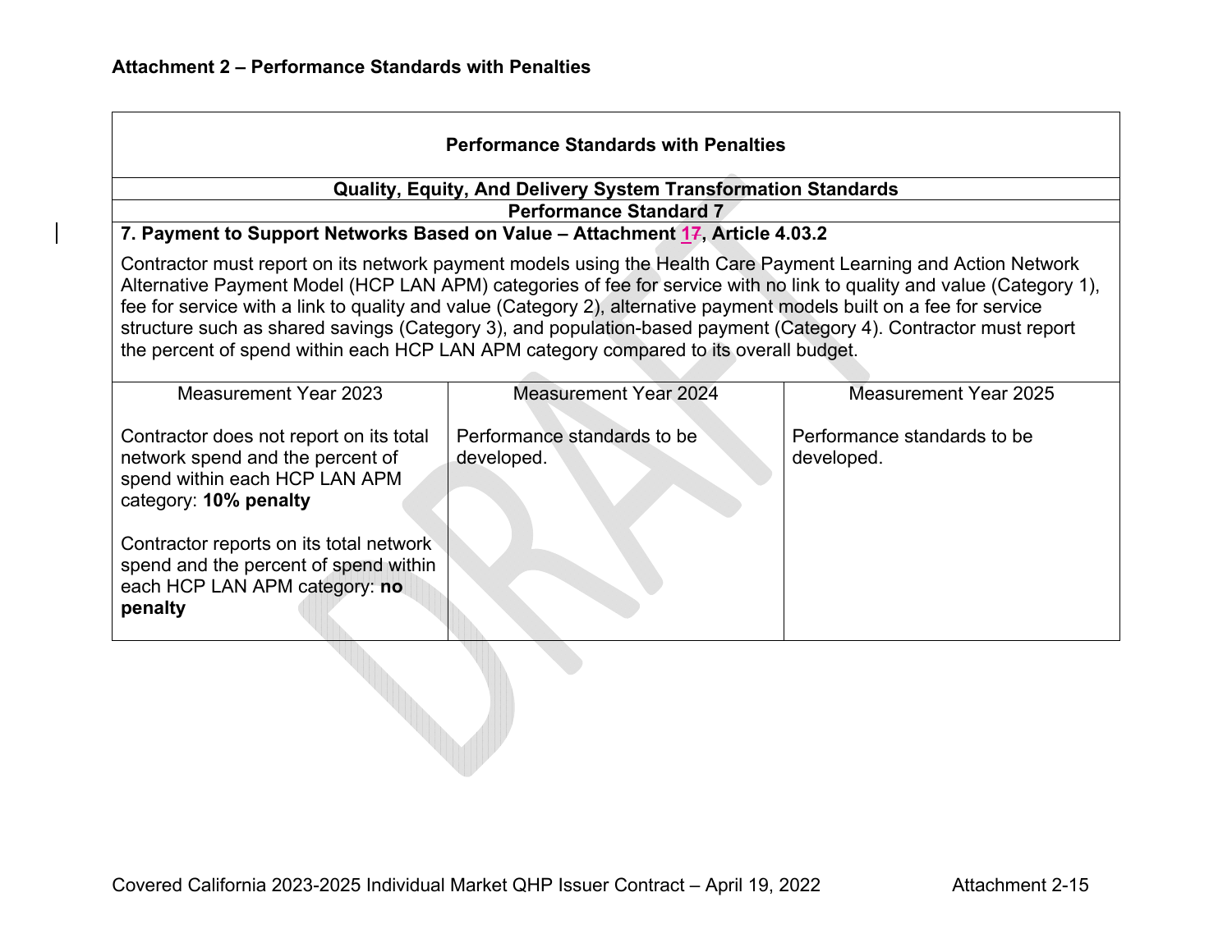**Attachment 2 – Performance Standards with Penalties**

| **Performance Standards with Penalties** | | |
|---|---|---|
| **Quality, Equity, And Delivery System Transformation Standards** | | |
| **Performance Standard 7** | | |
| **7. Payment to Support Networks Based on Value – Attachment 17, Article 4.03.2**<br><br>Contractor must report on its network payment models using the Health Care Payment Learning and Action Network Alternative Payment Model (HCP LAN APM) categories of fee for service with no link to quality and value (Category 1), fee for service with a link to quality and value (Category 2), alternative payment models built on a fee for service structure such as shared savings (Category 3), and population-based payment (Category 4). Contractor must report the percent of spend within each HCP LAN APM category compared to its overall budget. | | |
| Measurement Year 2023<br><br>Contractor does not report on its total network spend and the percent of spend within each HCP LAN APM category: **10% penalty**<br><br>Contractor reports on its total network spend and the percent of spend within each HCP LAN APM category: **no penalty** | Measurement Year 2024<br><br>Performance standards to be developed. | Measurement Year 2025<br><br>Performance standards to be developed. |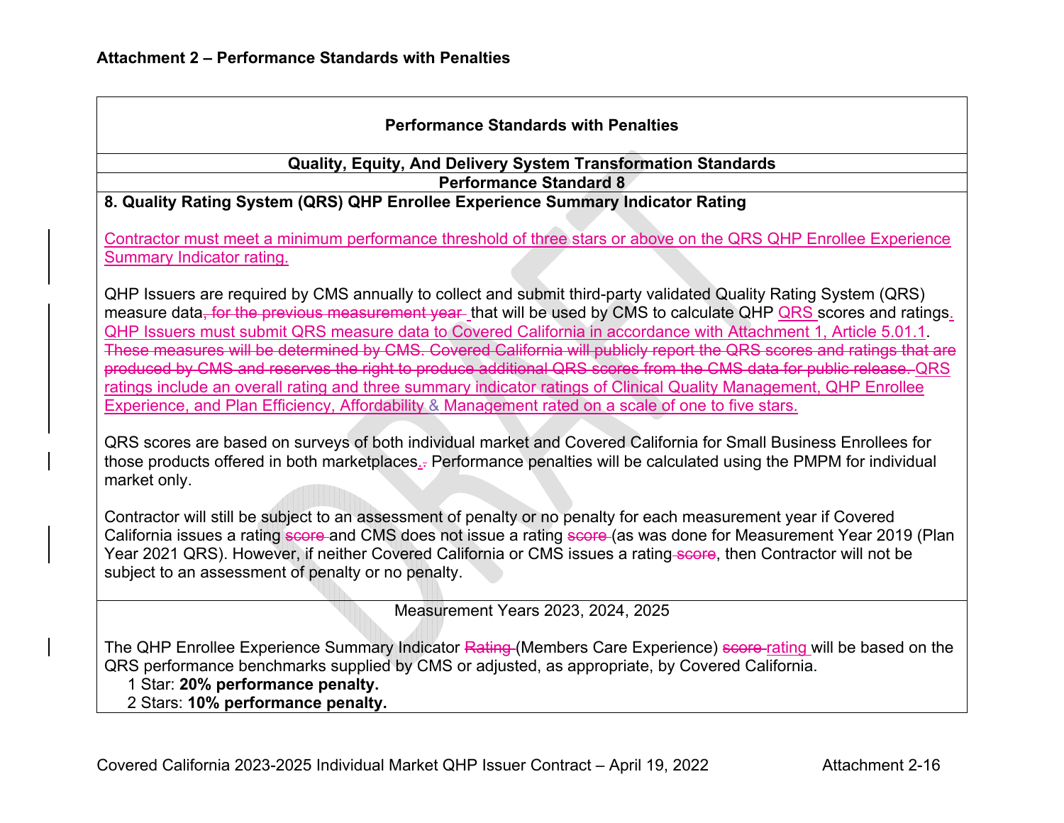**Attachment 2 – Performance Standards with Penalties**

**Performance Standards with Penalties**

**Quality, Equity, And Delivery System Transformation Standards**

**Performance Standard 8**

**8. Quality Rating System (QRS) QHP Enrollee Experience Summary Indicator Rating**

Contractor must meet a minimum performance threshold of three stars or above on the QRS QHP Enrollee Experience Summary Indicator rating.

QHP Issuers are required by CMS annually to collect and submit third-party validated Quality Rating System (QRS) measure data, for the previous measurement year that will be used by CMS to calculate QHP QRS scores and ratings. QHP Issuers must submit QRS measure data to Covered California in accordance with Attachment 1, Article 5.01.1. These measures will be determined by CMS. Covered California will publicly report the QRS scores and ratings that are produced by CMS and reserves the right to produce additional QRS scores from the CMS data for public release. QRS ratings include an overall rating and three summary indicator ratings of Clinical Quality Management, QHP Enrollee Experience, and Plan Efficiency, Affordability & Management rated on a scale of one to five stars.

QRS scores are based on surveys of both individual market and Covered California for Small Business Enrollees for those products offered in both marketplaces.. Performance penalties will be calculated using the PMPM for individual market only.

Contractor will still be subject to an assessment of penalty or no penalty for each measurement year if Covered California issues a rating score and CMS does not issue a rating score (as was done for Measurement Year 2019 (Plan Year 2021 QRS). However, if neither Covered California or CMS issues a rating score, then Contractor will not be subject to an assessment of penalty or no penalty.

Measurement Years 2023, 2024, 2025

The QHP Enrollee Experience Summary Indicator Rating (Members Care Experience) score rating will be based on the QRS performance benchmarks supplied by CMS or adjusted, as appropriate, by Covered California.

- 1 Star: **20% performance penalty.**
- 2 Stars: **10% performance penalty.**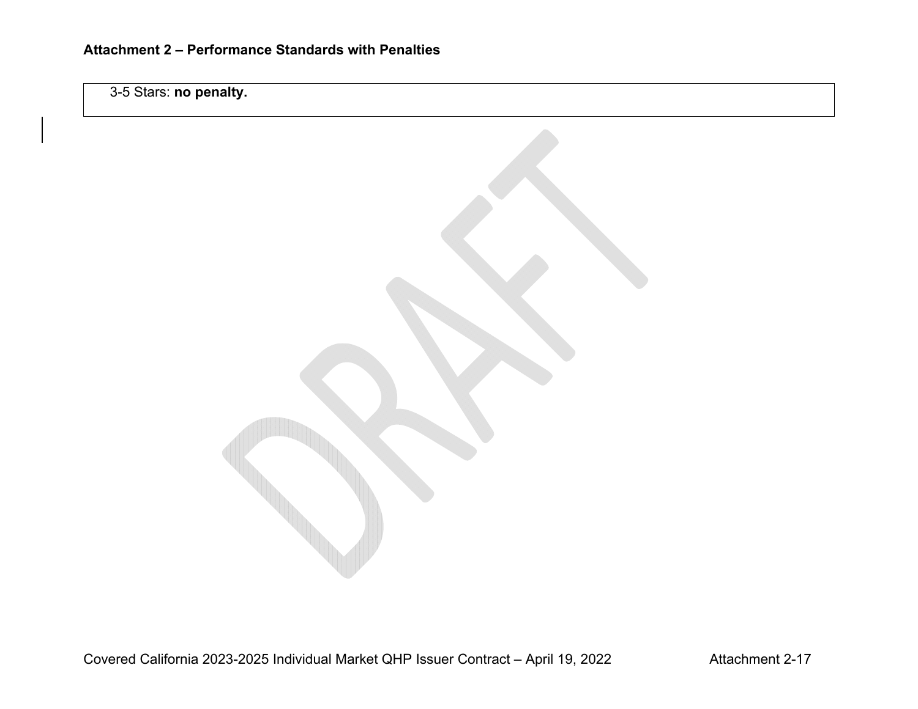# Attachment 2 – Performance Standards with Penalties

| 3-5 Stars: **no penalty.** |
|---|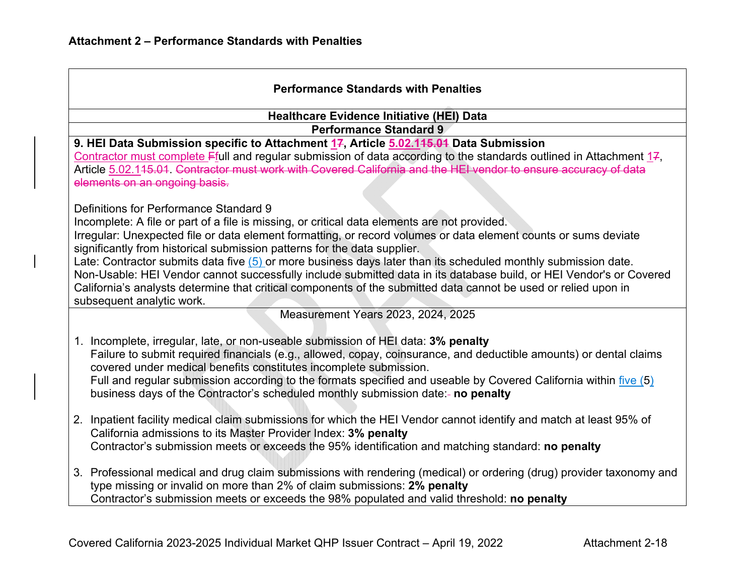**Attachment 2 – Performance Standards with Penalties**

**Performance Standards with Penalties**

**Healthcare Evidence Initiative (HEI) Data**

**Performance Standard 9**

**9. HEI Data Submission specific to Attachment 17, Article 5.02.115.01 Data Submission**

Contractor must complete Ffull and regular submission of data according to the standards outlined in Attachment 17, Article 5.02.115.01. Contractor must work with Covered California and the HEI vendor to ensure accuracy of data elements on an ongoing basis.

Definitions for Performance Standard 9

Incomplete: A file or part of a file is missing, or critical data elements are not provided.

Irregular: Unexpected file or data element formatting, or record volumes or data element counts or sums deviate significantly from historical submission patterns for the data supplier.

Late: Contractor submits data five (5) or more business days later than its scheduled monthly submission date.

Non-Usable: HEI Vendor cannot successfully include submitted data in its database build, or HEI Vendor's or Covered California's analysts determine that critical components of the submitted data cannot be used or relied upon in subsequent analytic work.

Measurement Years 2023, 2024, 2025

1. Incomplete, irregular, late, or non-useable submission of HEI data: **3% penalty**
   Failure to submit required financials (e.g., allowed, copay, coinsurance, and deductible amounts) or dental claims covered under medical benefits constitutes incomplete submission.
   Full and regular submission according to the formats specified and useable by Covered California within five (5) business days of the Contractor's scheduled monthly submission date: **no penalty**

2. Inpatient facility medical claim submissions for which the HEI Vendor cannot identify and match at least 95% of California admissions to its Master Provider Index: **3% penalty**
   Contractor's submission meets or exceeds the 95% identification and matching standard: **no penalty**

3. Professional medical and drug claim submissions with rendering (medical) or ordering (drug) provider taxonomy and type missing or invalid on more than 2% of claim submissions: **2% penalty**
   Contractor's submission meets or exceeds the 98% populated and valid threshold: **no penalty**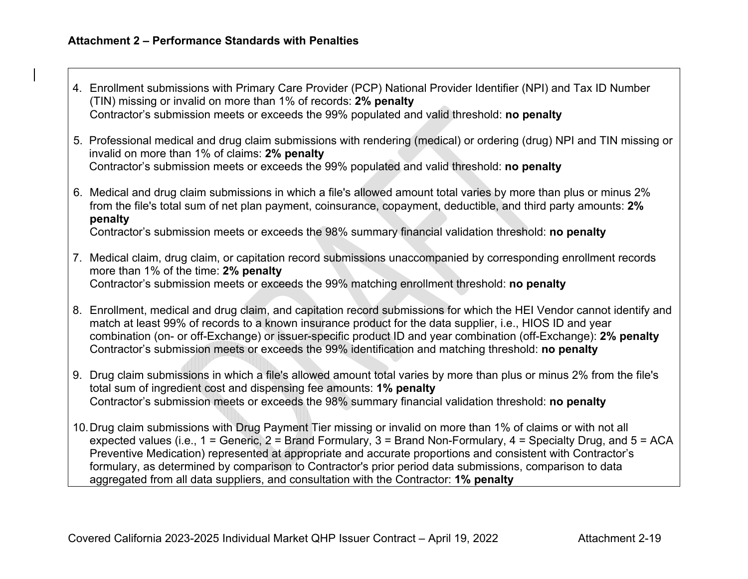### Attachment 2 – Performance Standards with Penalties

4. Enrollment submissions with Primary Care Provider (PCP) National Provider Identifier (NPI) and Tax ID Number (TIN) missing or invalid on more than 1% of records: **2% penalty**
   Contractor's submission meets or exceeds the 99% populated and valid threshold: **no penalty**

5. Professional medical and drug claim submissions with rendering (medical) or ordering (drug) NPI and TIN missing or invalid on more than 1% of claims: **2% penalty**
   Contractor's submission meets or exceeds the 99% populated and valid threshold: **no penalty**

6. Medical and drug claim submissions in which a file's allowed amount total varies by more than plus or minus 2% from the file's total sum of net plan payment, coinsurance, copayment, deductible, and third party amounts: **2% penalty**
   Contractor's submission meets or exceeds the 98% summary financial validation threshold: **no penalty**

7. Medical claim, drug claim, or capitation record submissions unaccompanied by corresponding enrollment records more than 1% of the time: **2% penalty**
   Contractor's submission meets or exceeds the 99% matching enrollment threshold: **no penalty**

8. Enrollment, medical and drug claim, and capitation record submissions for which the HEI Vendor cannot identify and match at least 99% of records to a known insurance product for the data supplier, i.e., HIOS ID and year combination (on- or off-Exchange) or issuer-specific product ID and year combination (off-Exchange): **2% penalty**
   Contractor's submission meets or exceeds the 99% identification and matching threshold: **no penalty**

9. Drug claim submissions in which a file's allowed amount total varies by more than plus or minus 2% from the file's total sum of ingredient cost and dispensing fee amounts: **1% penalty**
   Contractor's submission meets or exceeds the 98% summary financial validation threshold: **no penalty**

10. Drug claim submissions with Drug Payment Tier missing or invalid on more than 1% of claims or with not all expected values (i.e., 1 = Generic, 2 = Brand Formulary, 3 = Brand Non-Formulary, 4 = Specialty Drug, and 5 = ACA Preventive Medication) represented at appropriate and accurate proportions and consistent with Contractor's formulary, as determined by comparison to Contractor's prior period data submissions, comparison to data aggregated from all data suppliers, and consultation with the Contractor: **1% penalty**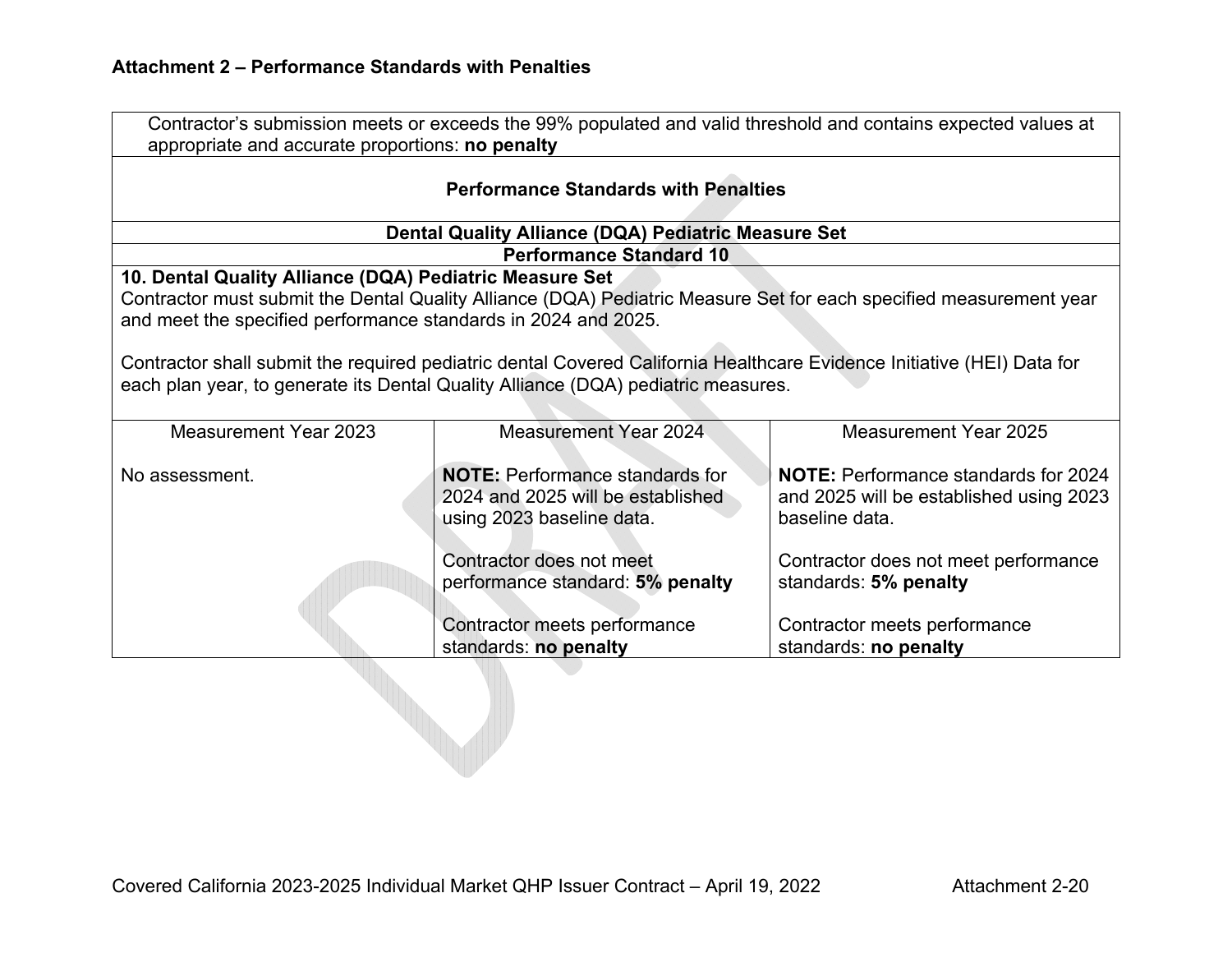## Attachment 2 – Performance Standards with Penalties

Contractor's submission meets or exceeds the 99% populated and valid threshold and contains expected values at appropriate and accurate proportions: **no penalty**

**Performance Standards with Penalties**

**Dental Quality Alliance (DQA) Pediatric Measure Set**

**Performance Standard 10**

**10. Dental Quality Alliance (DQA) Pediatric Measure Set**

Contractor must submit the Dental Quality Alliance (DQA) Pediatric Measure Set for each specified measurement year and meet the specified performance standards in 2024 and 2025.

Contractor shall submit the required pediatric dental Covered California Healthcare Evidence Initiative (HEI) Data for each plan year, to generate its Dental Quality Alliance (DQA) pediatric measures.

| Measurement Year 2023 | Measurement Year 2024 | Measurement Year 2025 |
|---|---|---|
| No assessment. | **NOTE:** Performance standards for 2024 and 2025 will be established using 2023 baseline data.<br><br>Contractor does not meet performance standard: **5% penalty**<br><br>Contractor meets performance standards: **no penalty** | **NOTE:** Performance standards for 2024 and 2025 will be established using 2023 baseline data.<br><br>Contractor does not meet performance standards: **5% penalty**<br><br>Contractor meets performance standards: **no penalty** |